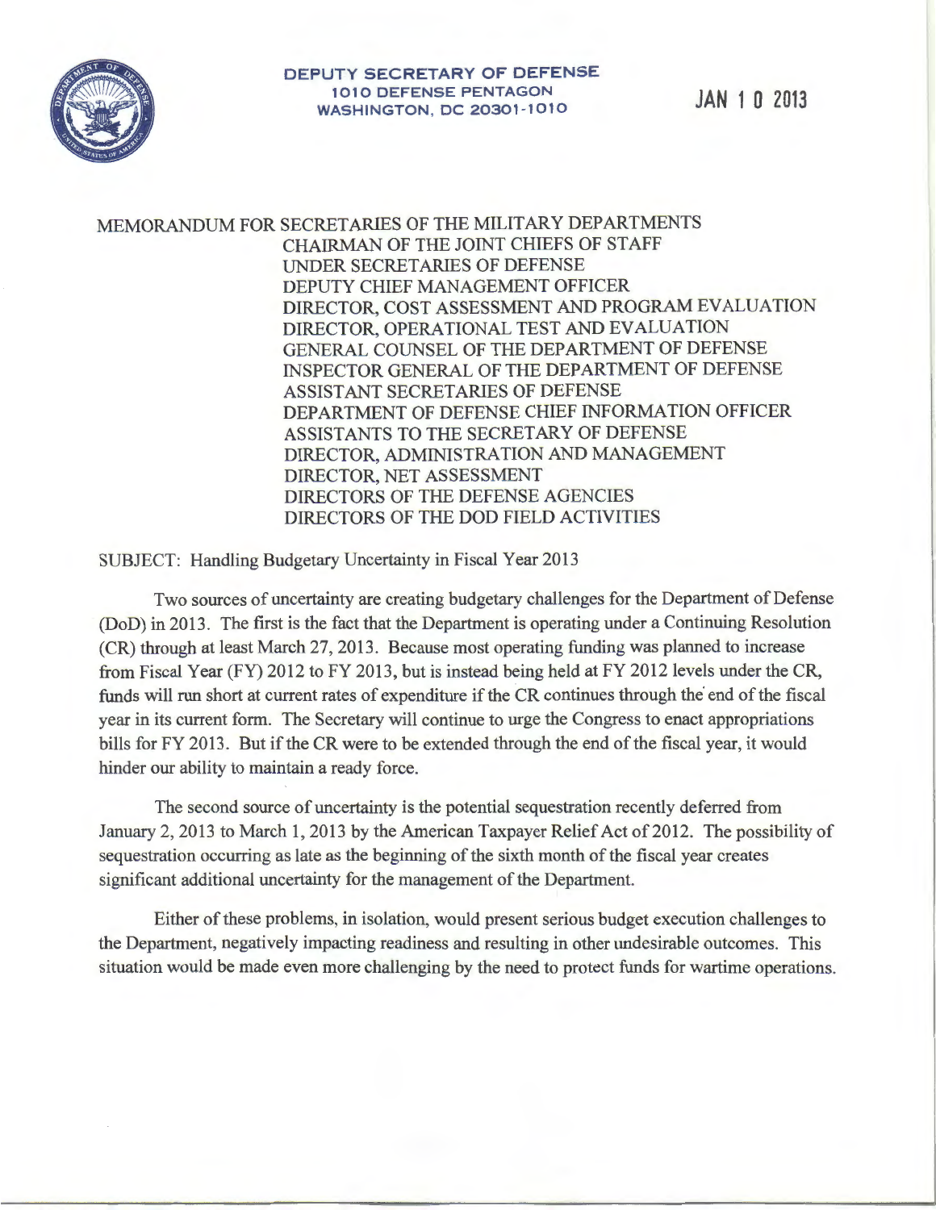**DEPUTY SECRETARY OF DEFENSE**
**1010 DEFENSE PENTAGON**
**WASHINGTON, DC 20301-1010**

JAN 10 2013

MEMORANDUM FOR SECRETARIES OF THE MILITARY DEPARTMENTS
CHAIRMAN OF THE JOINT CHIEFS OF STAFF
UNDER SECRETARIES OF DEFENSE
DEPUTY CHIEF MANAGEMENT OFFICER
DIRECTOR, COST ASSESSMENT AND PROGRAM EVALUATION
DIRECTOR, OPERATIONAL TEST AND EVALUATION
GENERAL COUNSEL OF THE DEPARTMENT OF DEFENSE
INSPECTOR GENERAL OF THE DEPARTMENT OF DEFENSE
ASSISTANT SECRETARIES OF DEFENSE
DEPARTMENT OF DEFENSE CHIEF INFORMATION OFFICER
ASSISTANTS TO THE SECRETARY OF DEFENSE
DIRECTOR, ADMINISTRATION AND MANAGEMENT
DIRECTOR, NET ASSESSMENT
DIRECTORS OF THE DEFENSE AGENCIES
DIRECTORS OF THE DOD FIELD ACTIVITIES

SUBJECT: Handling Budgetary Uncertainty in Fiscal Year 2013

Two sources of uncertainty are creating budgetary challenges for the Department of Defense (DoD) in 2013. The first is the fact that the Department is operating under a Continuing Resolution (CR) through at least March 27, 2013. Because most operating funding was planned to increase from Fiscal Year (FY) 2012 to FY 2013, but is instead being held at FY 2012 levels under the CR, funds will run short at current rates of expenditure if the CR continues through the end of the fiscal year in its current form. The Secretary will continue to urge the Congress to enact appropriations bills for FY 2013. But if the CR were to be extended through the end of the fiscal year, it would hinder our ability to maintain a ready force.

The second source of uncertainty is the potential sequestration recently deferred from January 2, 2013 to March 1, 2013 by the American Taxpayer Relief Act of 2012. The possibility of sequestration occurring as late as the beginning of the sixth month of the fiscal year creates significant additional uncertainty for the management of the Department.

Either of these problems, in isolation, would present serious budget execution challenges to the Department, negatively impacting readiness and resulting in other undesirable outcomes. This situation would be made even more challenging by the need to protect funds for wartime operations.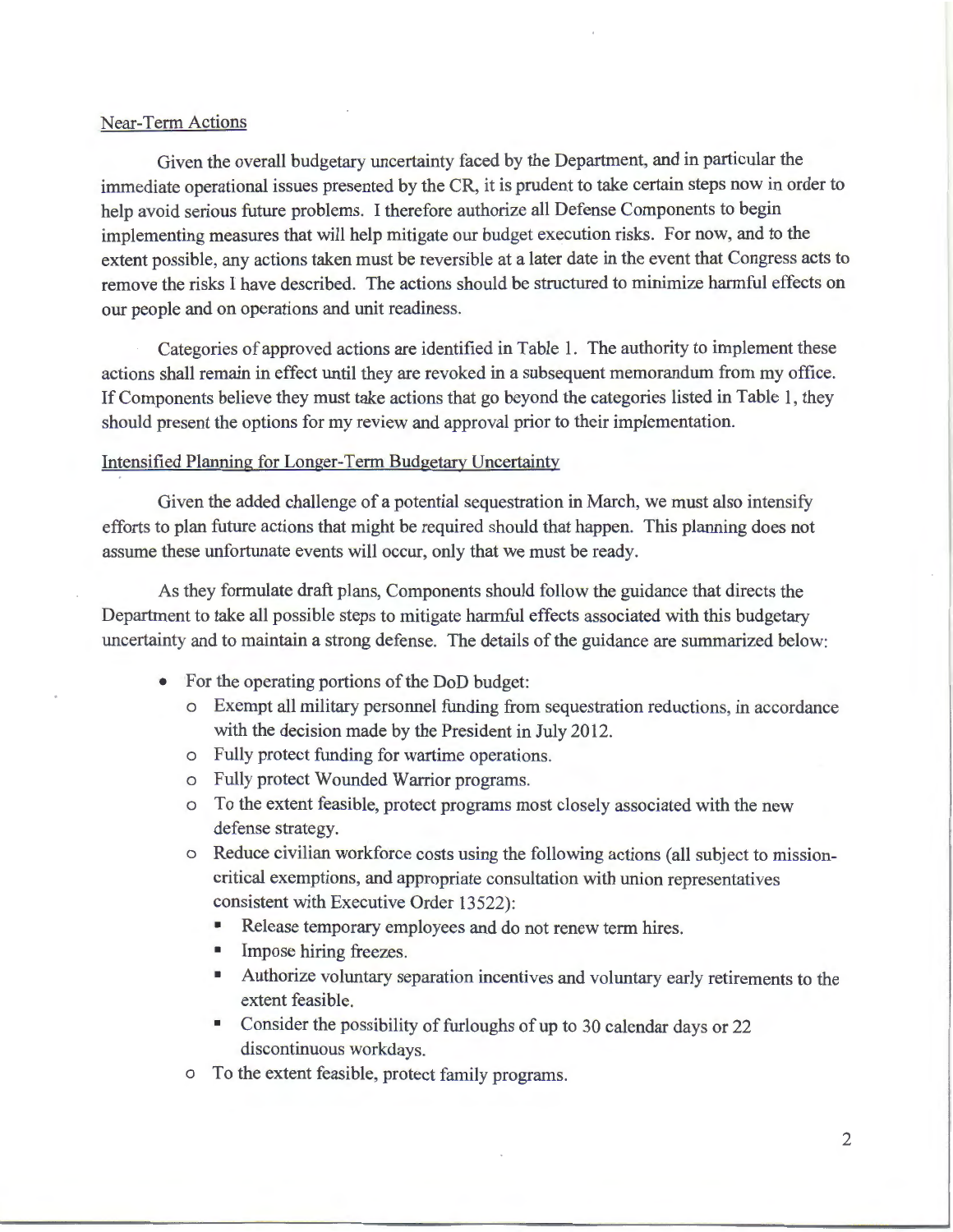## Near-Term Actions

Given the overall budgetary uncertainty faced by the Department, and in particular the immediate operational issues presented by the CR, it is prudent to take certain steps now in order to help avoid serious future problems. I therefore authorize all Defense Components to begin implementing measures that will help mitigate our budget execution risks. For now, and to the extent possible, any actions taken must be reversible at a later date in the event that Congress acts to remove the risks I have described. The actions should be structured to minimize harmful effects on our people and on operations and unit readiness.

Categories of approved actions are identified in Table 1. The authority to implement these actions shall remain in effect until they are revoked in a subsequent memorandum from my office. If Components believe they must take actions that go beyond the categories listed in Table 1, they should present the options for my review and approval prior to their implementation.

## Intensified Planning for Longer-Term Budgetary Uncertainty

Given the added challenge of a potential sequestration in March, we must also intensify efforts to plan future actions that might be required should that happen. This planning does not assume these unfortunate events will occur, only that we must be ready.

As they formulate draft plans, Components should follow the guidance that directs the Department to take all possible steps to mitigate harmful effects associated with this budgetary uncertainty and to maintain a strong defense. The details of the guidance are summarized below:

- For the operating portions of the DoD budget:
  - Exempt all military personnel funding from sequestration reductions, in accordance with the decision made by the President in July 2012.
  - Fully protect funding for wartime operations.
  - Fully protect Wounded Warrior programs.
  - To the extent feasible, protect programs most closely associated with the new defense strategy.
  - Reduce civilian workforce costs using the following actions (all subject to mission-critical exemptions, and appropriate consultation with union representatives consistent with Executive Order 13522):
    - Release temporary employees and do not renew term hires.
    - Impose hiring freezes.
    - Authorize voluntary separation incentives and voluntary early retirements to the extent feasible.
    - Consider the possibility of furloughs of up to 30 calendar days or 22 discontinuous workdays.
  - To the extent feasible, protect family programs.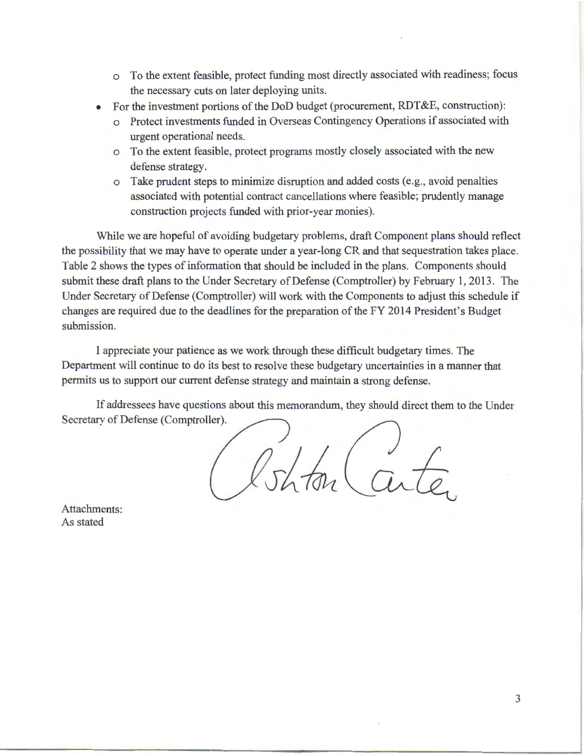- To the extent feasible, protect funding most directly associated with readiness; focus the necessary cuts on later deploying units.
- For the investment portions of the DoD budget (procurement, RDT&E, construction):
  - Protect investments funded in Overseas Contingency Operations if associated with urgent operational needs.
  - To the extent feasible, protect programs mostly closely associated with the new defense strategy.
  - Take prudent steps to minimize disruption and added costs (e.g., avoid penalties associated with potential contract cancellations where feasible; prudently manage construction projects funded with prior-year monies).

While we are hopeful of avoiding budgetary problems, draft Component plans should reflect the possibility that we may have to operate under a year-long CR and that sequestration takes place. Table 2 shows the types of information that should be included in the plans. Components should submit these draft plans to the Under Secretary of Defense (Comptroller) by February 1, 2013. The Under Secretary of Defense (Comptroller) will work with the Components to adjust this schedule if changes are required due to the deadlines for the preparation of the FY 2014 President's Budget submission.

I appreciate your patience as we work through these difficult budgetary times. The Department will continue to do its best to resolve these budgetary uncertainties in a manner that permits us to support our current defense strategy and maintain a strong defense.

If addressees have questions about this memorandum, they should direct them to the Under Secretary of Defense (Comptroller).

Ashton Carter

Attachments:
As stated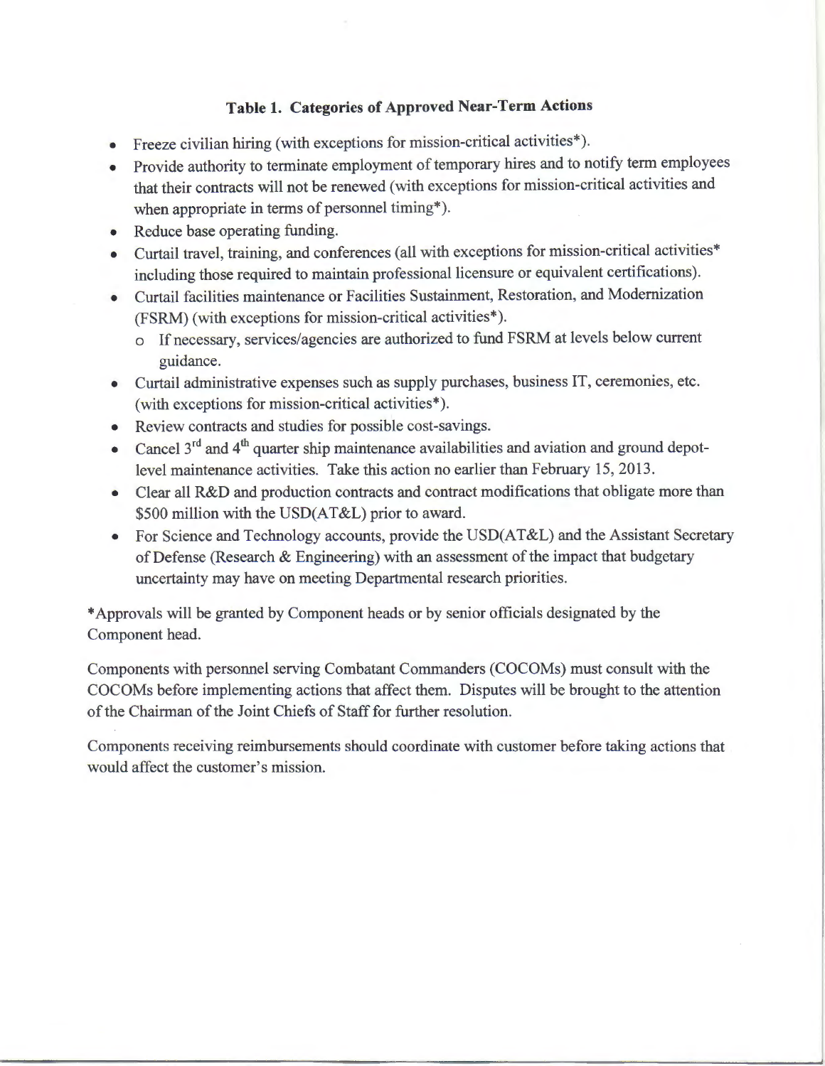**Table 1. Categories of Approved Near-Term Actions**

- Freeze civilian hiring (with exceptions for mission-critical activities*).
- Provide authority to terminate employment of temporary hires and to notify term employees that their contracts will not be renewed (with exceptions for mission-critical activities and when appropriate in terms of personnel timing*).
- Reduce base operating funding.
- Curtail travel, training, and conferences (all with exceptions for mission-critical activities* including those required to maintain professional licensure or equivalent certifications).
- Curtail facilities maintenance or Facilities Sustainment, Restoration, and Modernization (FSRM) (with exceptions for mission-critical activities*).
  - If necessary, services/agencies are authorized to fund FSRM at levels below current guidance.
- Curtail administrative expenses such as supply purchases, business IT, ceremonies, etc. (with exceptions for mission-critical activities*).
- Review contracts and studies for possible cost-savings.
- Cancel 3rd and 4th quarter ship maintenance availabilities and aviation and ground depot-level maintenance activities. Take this action no earlier than February 15, 2013.
- Clear all R&D and production contracts and contract modifications that obligate more than $500 million with the USD(AT&L) prior to award.
- For Science and Technology accounts, provide the USD(AT&L) and the Assistant Secretary of Defense (Research & Engineering) with an assessment of the impact that budgetary uncertainty may have on meeting Departmental research priorities.

*Approvals will be granted by Component heads or by senior officials designated by the Component head.

Components with personnel serving Combatant Commanders (COCOMs) must consult with the COCOMs before implementing actions that affect them. Disputes will be brought to the attention of the Chairman of the Joint Chiefs of Staff for further resolution.

Components receiving reimbursements should coordinate with customer before taking actions that would affect the customer's mission.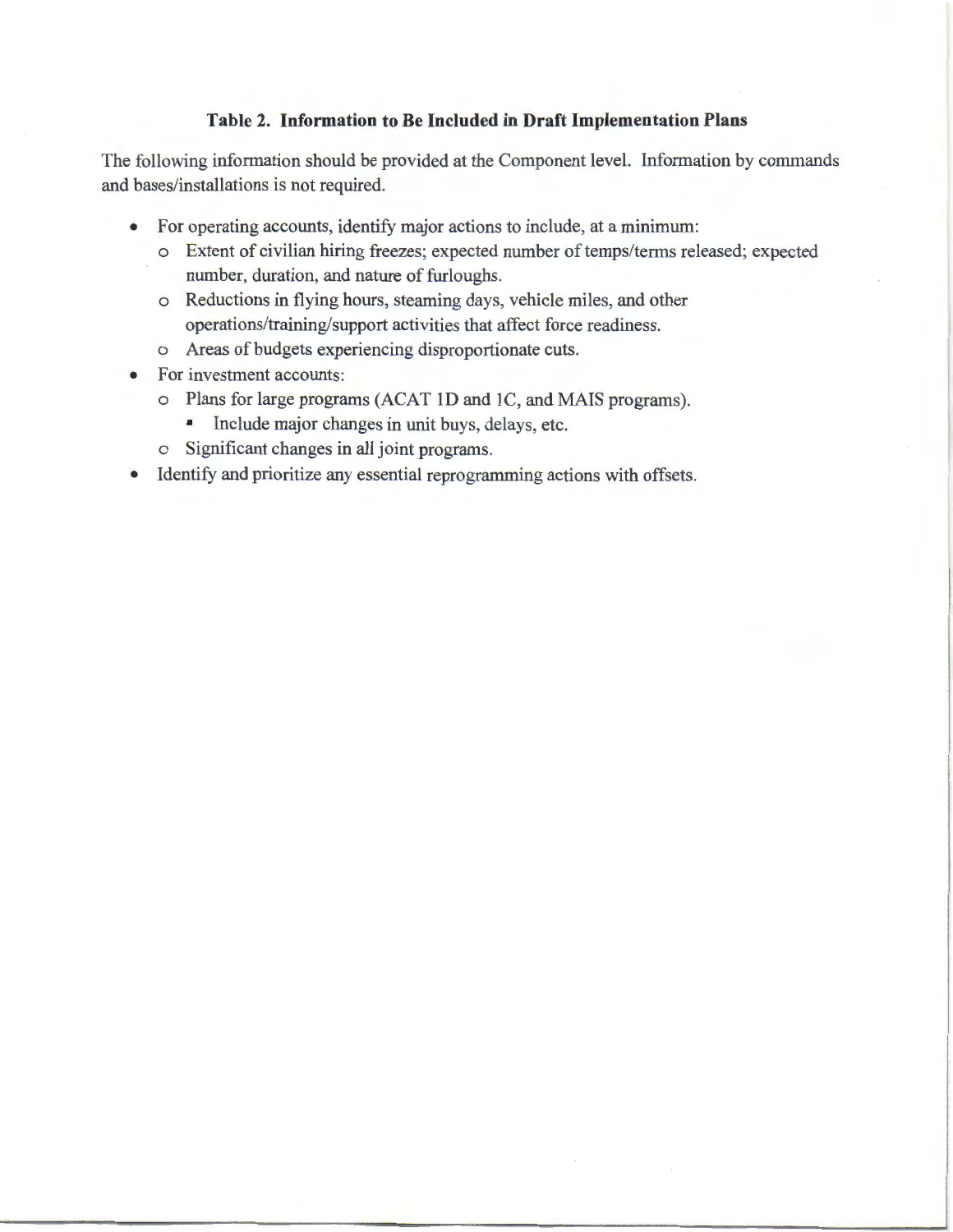**Table 2. Information to Be Included in Draft Implementation Plans**

The following information should be provided at the Component level. Information by commands and bases/installations is not required.

- For operating accounts, identify major actions to include, at a minimum:
  - Extent of civilian hiring freezes; expected number of temps/terms released; expected number, duration, and nature of furloughs.
  - Reductions in flying hours, steaming days, vehicle miles, and other operations/training/support activities that affect force readiness.
  - Areas of budgets experiencing disproportionate cuts.
- For investment accounts:
  - Plans for large programs (ACAT 1D and 1C, and MAIS programs).
    - Include major changes in unit buys, delays, etc.
  - Significant changes in all joint programs.
- Identify and prioritize any essential reprogramming actions with offsets.